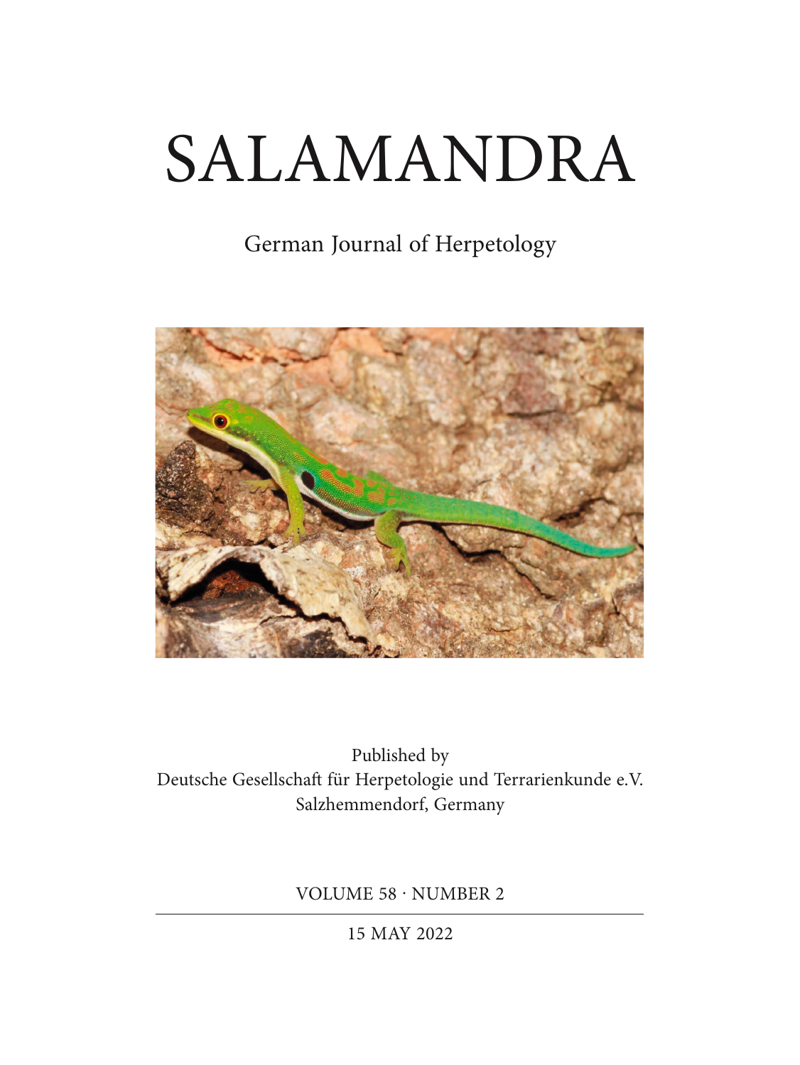# SALAMANDRA

German Journal of Herpetology

Published by
Deutsche Gesellschaft für Herpetologie und Terrarienkunde e.V.
Salzhemmendorf, Germany

VOLUME 58 · NUMBER 2

15 MAY 2022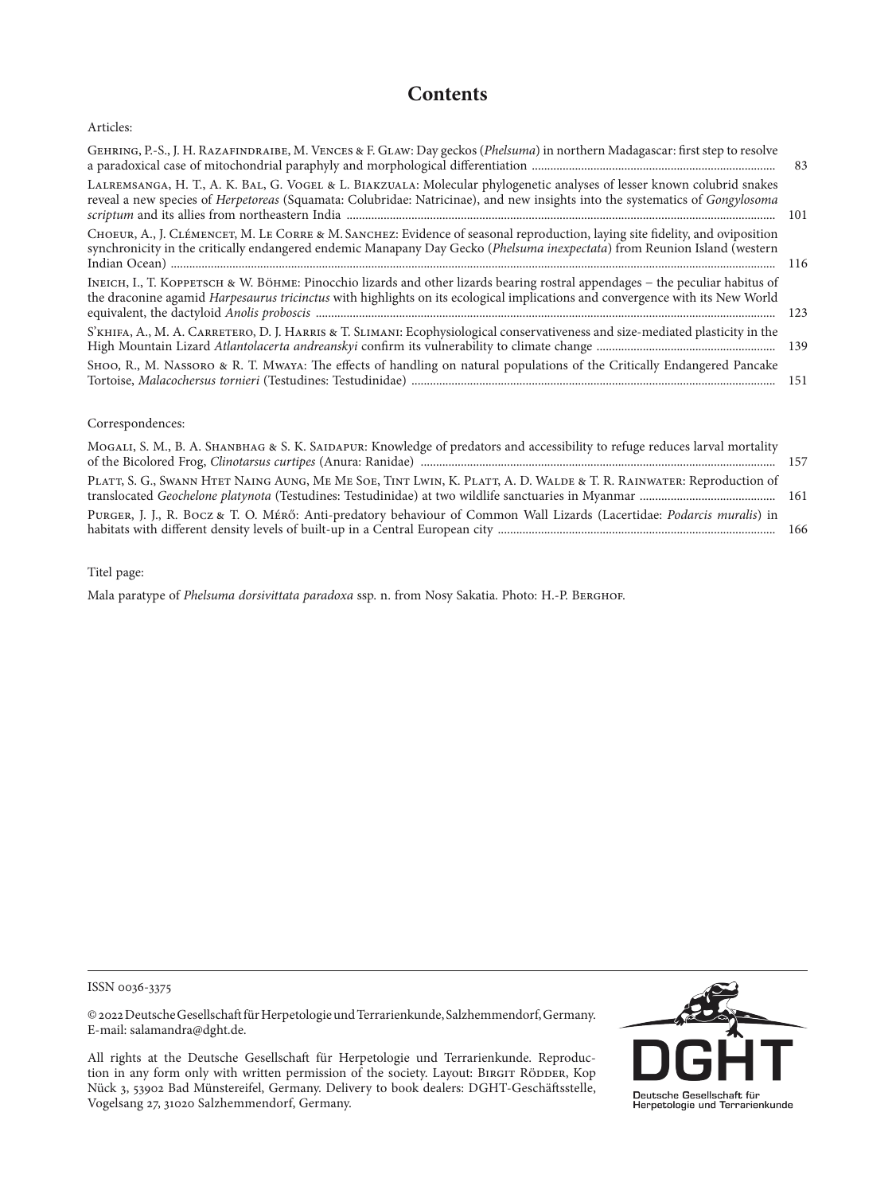# Contents

Articles:

Gehring, P.-S., J. H. Razafindraibe, M. Vences & F. Glaw: Day geckos (*Phelsuma*) in northern Madagascar: first step to resolve a paradoxical case of mitochondrial paraphyly and morphological differentiation ........ 83

Lalremsanga, H. T., A. K. Bal, G. Vogel & L. Biakzuala: Molecular phylogenetic analyses of lesser known colubrid snakes reveal a new species of *Herpetoreas* (Squamata: Colubridae: Natricinae), and new insights into the systematics of *Gongylosoma scriptum* and its allies from northeastern India ........ 101

Choeur, A., J. Clémencet, M. Le Corre & M. Sanchez: Evidence of seasonal reproduction, laying site fidelity, and oviposition synchronicity in the critically endangered endemic Manapany Day Gecko (*Phelsuma inexpectata*) from Reunion Island (western Indian Ocean) ........ 116

Ineich, I., T. Koppetsch & W. Böhme: Pinocchio lizards and other lizards bearing rostral appendages – the peculiar habitus of the draconine agamid *Harpesaurus tricinctus* with highlights on its ecological implications and convergence with its New World equivalent, the dactyloid *Anolis proboscis* ........ 123

S'khifa, A., M. A. Carretero, D. J. Harris & T. Slimani: Ecophysiological conservativeness and size-mediated plasticity in the High Mountain Lizard *Atlantolacerta andreanskyi* confirm its vulnerability to climate change ........ 139

Shoo, R., M. Nassoro & R. T. Mwaya: The effects of handling on natural populations of the Critically Endangered Pancake Tortoise, *Malacochersus tornieri* (Testudines: Testudinidae) ........ 151

Correspondences:

Mogali, S. M., B. A. Shanbhag & S. K. Saidapur: Knowledge of predators and accessibility to refuge reduces larval mortality of the Bicolored Frog, *Clinotarsus curtipes* (Anura: Ranidae) ........ 157

Platt, S. G., Swann Htet Naing Aung, Me Me Soe, Tint Lwin, K. Platt, A. D. Walde & T. R. Rainwater: Reproduction of translocated *Geochelone platynota* (Testudines: Testudinidae) at two wildlife sanctuaries in Myanmar ........ 161

Purger, J. J., R. Bocz & T. O. Mérő: Anti-predatory behaviour of Common Wall Lizards (Lacertidae: *Podarcis muralis*) in habitats with different density levels of built-up in a Central European city ........ 166

Titel page:

Mala paratype of *Phelsuma dorsivittata paradoxa* ssp. n. from Nosy Sakatia. Photo: H.-P. Berghof.

---

ISSN 0036-3375

© 2022 Deutsche Gesellschaft für Herpetologie und Terrarienkunde, Salzhemmendorf, Germany.
E-mail: salamandra@dght.de.

All rights at the Deutsche Gesellschaft für Herpetologie und Terrarienkunde. Reproduction in any form only with written permission of the society. Layout: Birgit Rödder, Kop Nück 3, 53902 Bad Münstereifel, Germany. Delivery to book dealers: DGHT-Geschäftsstelle, Vogelsang 27, 31020 Salzhemmendorf, Germany.

DGHT
Deutsche Gesellschaft für Herpetologie und Terrarienkunde